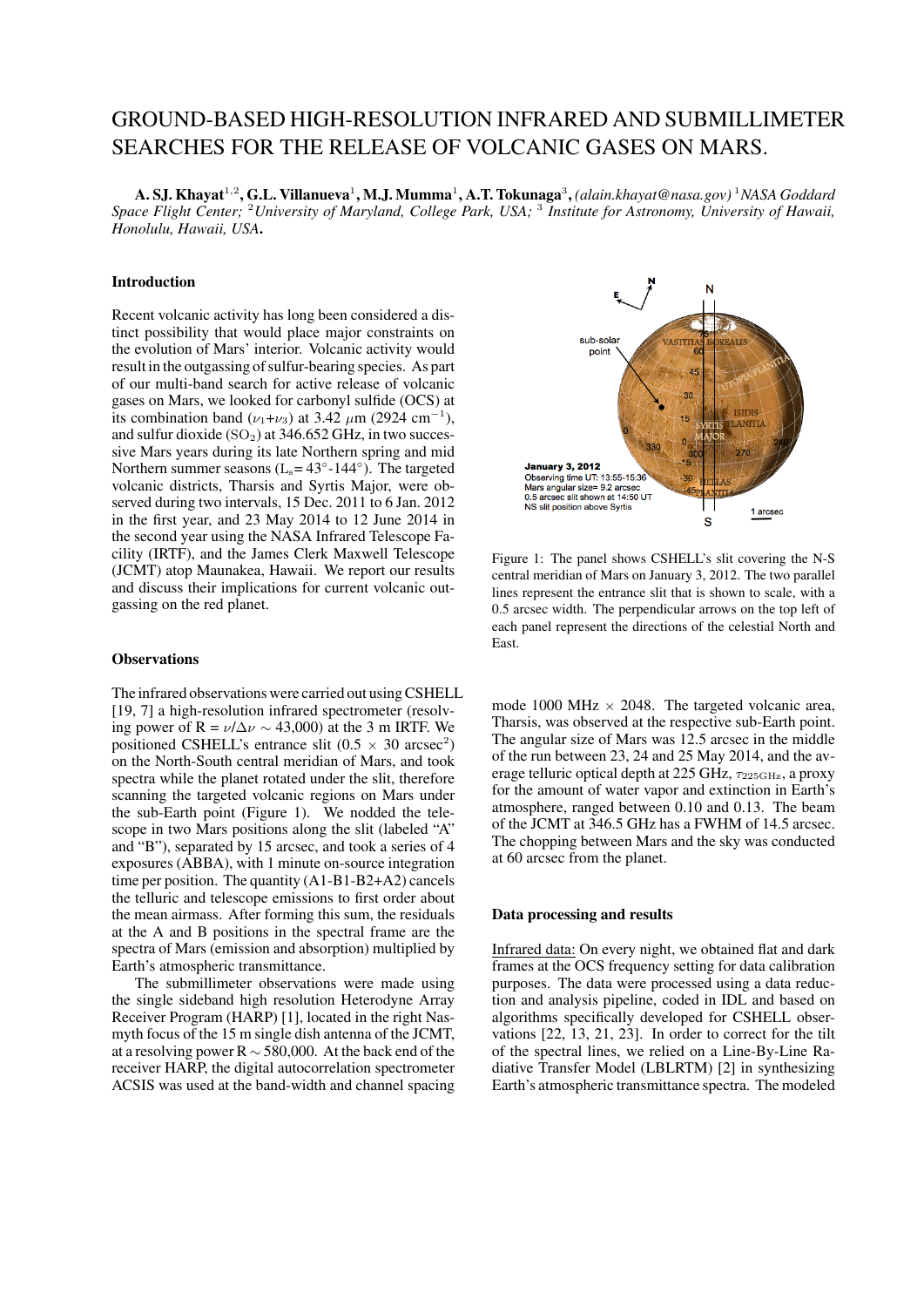# GROUND-BASED HIGH-RESOLUTION INFRARED AND SUBMILLIMETER SEARCHES FOR THE RELEASE OF VOLCANIC GASES ON MARS.

**A. SJ. Khayat**[1,2]**, G.L. Villanueva**[1]**, M.J. Mumma**[1]**, A.T. Tokunaga**[3]**,** *(alain.khayat@nasa.gov)* [1]*NASA Goddard Space Flight Center;* [2]*University of Maryland, College Park, USA;* [3] *Institute for Astronomy, University of Hawaii, Honolulu, Hawaii, USA***.**

### Introduction

Recent volcanic activity has long been considered a distinct possibility that would place major constraints on the evolution of Mars' interior. Volcanic activity would result in the outgassing of sulfur-bearing species. As part of our multi-band search for active release of volcanic gases on Mars, we looked for carbonyl sulfide (OCS) at its combination band ($\nu_1$+$\nu_3$) at 3.42 $\mu$m (2924 cm$^{-1}$), and sulfur dioxide ($SO_2$) at 346.652 GHz, in two successive Mars years during its late Northern spring and mid Northern summer seasons ($L_s$= 43°-144°). The targeted volcanic districts, Tharsis and Syrtis Major, were observed during two intervals, 15 Dec. 2011 to 6 Jan. 2012 in the first year, and 23 May 2014 to 12 June 2014 in the second year using the NASA Infrared Telescope Facility (IRTF), and the James Clerk Maxwell Telescope (JCMT) atop Maunakea, Hawaii. We report our results and discuss their implications for current volcanic outgassing on the red planet.

### Observations

The infrared observations were carried out using CSHELL [19, 7] a high-resolution infrared spectrometer (resolving power of R = $\nu/\Delta\nu$ ~ 43,000) at the 3 m IRTF. We positioned CSHELL's entrance slit (0.5 × 30 arcsec$^2$) on the North-South central meridian of Mars, and took spectra while the planet rotated under the slit, therefore scanning the targeted volcanic regions on Mars under the sub-Earth point (Figure 1). We nodded the telescope in two Mars positions along the slit (labeled "A" and "B"), separated by 15 arcsec, and took a series of 4 exposures (ABBA), with 1 minute on-source integration time per position. The quantity (A1-B1-B2+A2) cancels the telluric and telescope emissions to first order about the mean airmass. After forming this sum, the residuals at the A and B positions in the spectral frame are the spectra of Mars (emission and absorption) multiplied by Earth's atmospheric transmittance.

The submillimeter observations were made using the single sideband high resolution Heterodyne Array Receiver Program (HARP) [1], located in the right Nasmyth focus of the 15 m single dish antenna of the JCMT, at a resolving power R ~ 580,000. At the back end of the receiver HARP, the digital autocorrelation spectrometer ACSIS was used at the band-width and channel spacing mode 1000 MHz × 2048. The targeted volcanic area, Tharsis, was observed at the respective sub-Earth point. The angular size of Mars was 12.5 arcsec in the middle of the run between 23, 24 and 25 May 2014, and the average telluric optical depth at 225 GHz, $\tau_{225GHz}$, a proxy for the amount of water vapor and extinction in Earth's atmosphere, ranged between 0.10 and 0.13. The beam of the JCMT at 346.5 GHz has a FWHM of 14.5 arcsec. The chopping between Mars and the sky was conducted at 60 arcsec from the planet.

Figure 1: The panel shows CSHELL's slit covering the N-S central meridian of Mars on January 3, 2012. The two parallel lines represent the entrance slit that is shown to scale, with a 0.5 arcsec width. The perpendicular arrows on the top left of each panel represent the directions of the celestial North and East.

### Data processing and results

Infrared data: On every night, we obtained flat and dark frames at the OCS frequency setting for data calibration purposes. The data were processed using a data reduction and analysis pipeline, coded in IDL and based on algorithms specifically developed for CSHELL observations [22, 13, 21, 23]. In order to correct for the tilt of the spectral lines, we relied on a Line-By-Line Radiative Transfer Model (LBLRTM) [2] in synthesizing Earth's atmospheric transmittance spectra. The modeled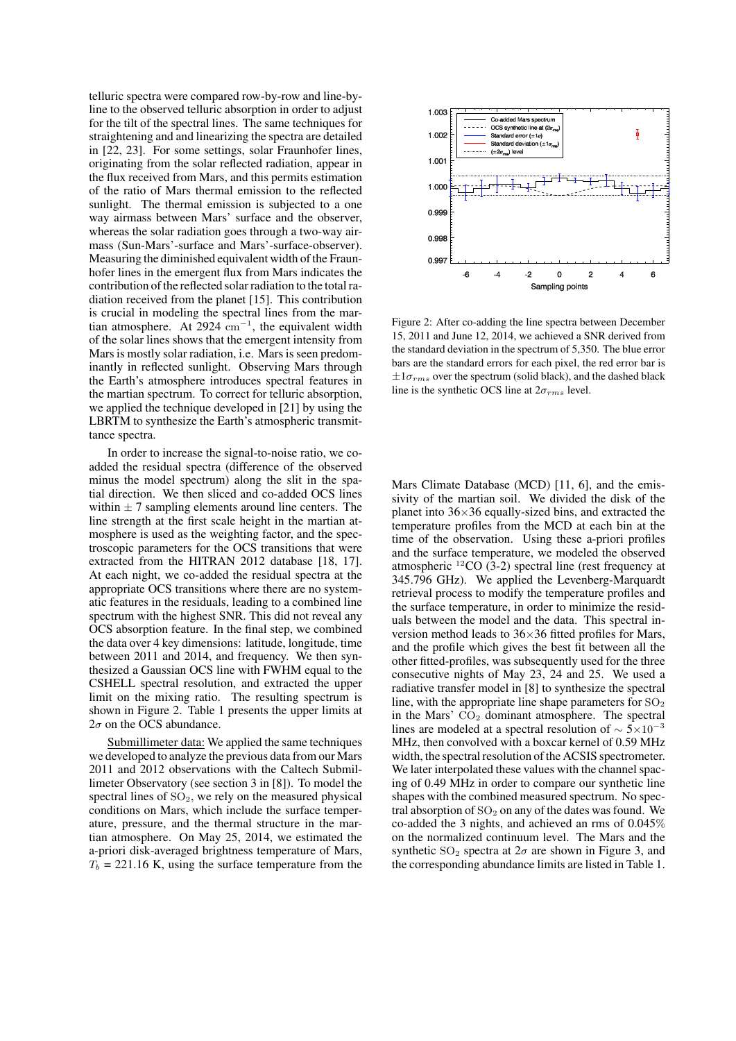telluric spectra were compared row-by-row and line-by-line to the observed telluric absorption in order to adjust for the tilt of the spectral lines. The same techniques for straightening and and linearizing the spectra are detailed in [22, 23]. For some settings, solar Fraunhofer lines, originating from the solar reflected radiation, appear in the flux received from Mars, and this permits estimation of the ratio of Mars thermal emission to the reflected sunlight. The thermal emission is subjected to a one way airmass between Mars' surface and the observer, whereas the solar radiation goes through a two-way airmass (Sun-Mars'-surface and Mars'-surface-observer). Measuring the diminished equivalent width of the Fraunhofer lines in the emergent flux from Mars indicates the contribution of the reflected solar radiation to the total radiation received from the planet [15]. This contribution is crucial in modeling the spectral lines from the martian atmosphere. At 2924 $\mathrm{cm}^{-1}$, the equivalent width of the solar lines shows that the emergent intensity from Mars is mostly solar radiation, i.e. Mars is seen predominantly in reflected sunlight. Observing Mars through the Earth's atmosphere introduces spectral features in the martian spectrum. To correct for telluric absorption, we applied the technique developed in [21] by using the LBRTM to synthesize the Earth's atmospheric transmittance spectra.

In order to increase the signal-to-noise ratio, we co-added the residual spectra (difference of the observed minus the model spectrum) along the slit in the spatial direction. We then sliced and co-added OCS lines within $\pm$ 7 sampling elements around line centers. The line strength at the first scale height in the martian atmosphere is used as the weighting factor, and the spectroscopic parameters for the OCS transitions that were extracted from the HITRAN 2012 database [18, 17]. At each night, we co-added the residual spectra at the appropriate OCS transitions where there are no systematic features in the residuals, leading to a combined line spectrum with the highest SNR. This did not reveal any OCS absorption feature. In the final step, we combined the data over 4 key dimensions: latitude, longitude, time between 2011 and 2014, and frequency. We then synthesized a Gaussian OCS line with FWHM equal to the CSHELL spectral resolution, and extracted the upper limit on the mixing ratio. The resulting spectrum is shown in Figure 2. Table 1 presents the upper limits at $2\sigma$ on the OCS abundance.

Submillimeter data: We applied the same techniques we developed to analyze the previous data from our Mars 2011 and 2012 observations with the Caltech Submillimeter Observatory (see section 3 in [8]). To model the spectral lines of $SO_2$, we rely on the measured physical conditions on Mars, which include the surface temperature, pressure, and the thermal structure in the martian atmosphere. On May 25, 2014, we estimated the a-priori disk-averaged brightness temperature of Mars, $T_b$ = 221.16 K, using the surface temperature from the Mars Climate Database (MCD) [11, 6], and the emissivity of the martian soil. We divided the disk of the planet into 36×36 equally-sized bins, and extracted the temperature profiles from the MCD at each bin at the time of the observation. Using these a-priori profiles and the surface temperature, we modeled the observed atmospheric $^{12}$CO (3-2) spectral line (rest frequency at 345.796 GHz). We applied the Levenberg-Marquardt retrieval process to modify the temperature profiles and the surface temperature, in order to minimize the residuals between the model and the data. This spectral inversion method leads to 36×36 fitted profiles for Mars, and the profile which gives the best fit between all the other fitted-profiles, was subsequently used for the three consecutive nights of May 23, 24 and 25. We used a radiative transfer model in [8] to synthesize the spectral line, with the appropriate line shape parameters for $SO_2$ in the Mars' $CO_2$ dominant atmosphere. The spectral lines are modeled at a spectral resolution of $\sim 5\times10^{-3}$ MHz, then convolved with a boxcar kernel of 0.59 MHz width, the spectral resolution of the ACSIS spectrometer. We later interpolated these values with the channel spacing of 0.49 MHz in order to compare our synthetic line shapes with the combined measured spectrum. No spectral absorption of $SO_2$ on any of the dates was found. We co-added the 3 nights, and achieved an rms of 0.045% on the normalized continuum level. The Mars and the synthetic $SO_2$ spectra at $2\sigma$ are shown in Figure 3, and the corresponding abundance limits are listed in Table 1.

Figure 2: After co-adding the line spectra between December 15, 2011 and June 12, 2014, we achieved a SNR derived from the standard deviation in the spectrum of 5,350. The blue error bars are the standard errors for each pixel, the red error bar is $\pm1\sigma_{rms}$ over the spectrum (solid black), and the dashed black line is the synthetic OCS line at $2\sigma_{rms}$ level.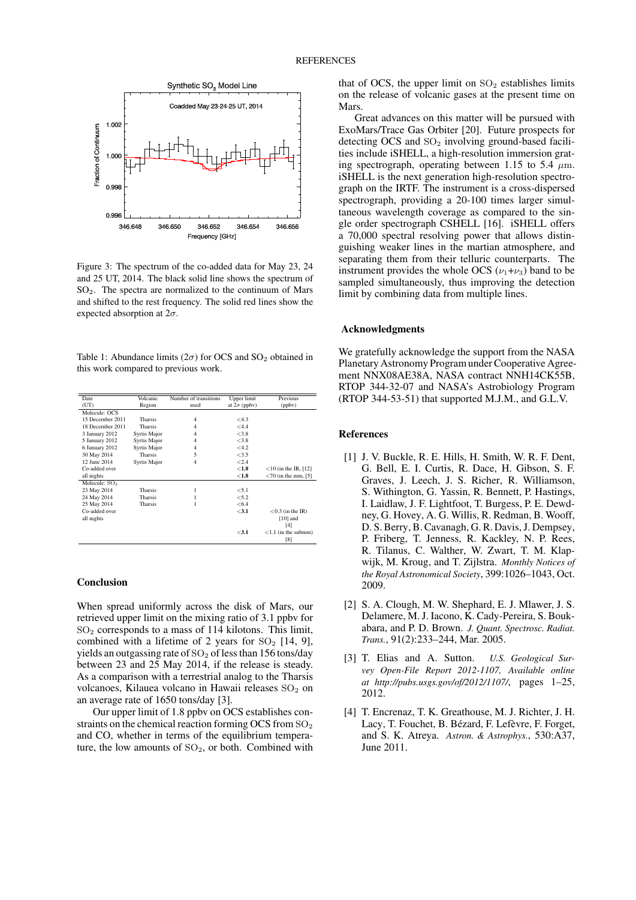Figure 3: The spectrum of the co-added data for May 23, 24 and 25 UT, 2014. The black solid line shows the spectrum of $SO_2$. The spectra are normalized to the continuum of Mars and shifted to the rest frequency. The solid red lines show the expected absorption at $2\sigma$.

Table 1: Abundance limits ($2\sigma$) for OCS and $SO_2$ obtained in this work compared to previous work.

| Date (UT) | Volcanic Region | Number of transitions used | Upper limit at $2\sigma$ (ppbv) | Previous (ppbv) |
|---|---|---|---|---|
| Molecule: OCS | | | | |
| 15 December 2011 | Tharsis | 4 | <4.3 | |
| 18 December 2011 | Tharsis | 4 | <4.4 | |
| 3 January 2012 | Syrtis Major | 4 | <3.8 | |
| 5 January 2012 | Syrtis Major | 4 | <3.8 | |
| 6 January 2012 | Syrtis Major | 4 | <4.2 | |
| 30 May 2014 | Tharsis | 5 | <3.5 | |
| 12 June 2014 | Syrtis Major | 4 | <2.4 | |
| Co-added over all nights | | | **<1.8** | <10 (in the IR, [12] |
| | | | **<1.8** | <70 (in the mm, [5] |
| Molecule: $SO_2$ | | | | |
| 23 May 2014 | Tharsis | 1 | <5.1 | |
| 24 May 2014 | Tharsis | 1 | <5.2 | |
| 25 May 2014 | Tharsis | 1 | <6.4 | |
| Co-added over all nights | | | **<3.1** | <0.3 (in the IR) [10] and [4] |
| | | | **<3.1** | <1.1 (in the submm) [8] |

## Conclusion

When spread uniformly across the disk of Mars, our retrieved upper limit on the mixing ratio of 3.1 ppbv for $SO_2$ corresponds to a mass of 114 kilotons. This limit, combined with a lifetime of 2 years for $SO_2$ [14, 9], yields an outgassing rate of $SO_2$ of less than 156 tons/day between 23 and 25 May 2014, if the release is steady. As a comparison with a terrestrial analog to the Tharsis volcanoes, Kilauea volcano in Hawaii releases $SO_2$ on an average rate of 1650 tons/day [3].

Our upper limit of 1.8 ppbv on OCS establishes constraints on the chemical reaction forming OCS from $SO_2$ and CO, whether in terms of the equilibrium temperature, the low amounts of $SO_2$, or both. Combined with that of OCS, the upper limit on $SO_2$ establishes limits on the release of volcanic gases at the present time on Mars.

Great advances on this matter will be pursued with ExoMars/Trace Gas Orbiter [20]. Future prospects for detecting OCS and $SO_2$ involving ground-based facilities include iSHELL, a high-resolution immersion grating spectrograph, operating between 1.15 to 5.4 $\mu$m. iSHELL is the next generation high-resolution spectrograph on the IRTF. The instrument is a cross-dispersed spectrograph, providing a 20-100 times larger simultaneous wavelength coverage as compared to the single order spectrograph CSHELL [16]. iSHELL offers a 70,000 spectral resolving power that allows distinguishing weaker lines in the martian atmosphere, and separating them from their telluric counterparts. The instrument provides the whole OCS ($\nu_1$+$\nu_3$) band to be sampled simultaneously, thus improving the detection limit by combining data from multiple lines.

## Acknowledgments

We gratefully acknowledge the support from the NASA Planetary Astronomy Program under Cooperative Agreement NNX08AE38A, NASA contract NNH14CK55B, RTOP 344-32-07 and NASA's Astrobiology Program (RTOP 344-53-51) that supported M.J.M., and G.L.V.

## References

[1] J. V. Buckle, R. E. Hills, H. Smith, W. R. F. Dent, G. Bell, E. I. Curtis, R. Dace, H. Gibson, S. F. Graves, J. Leech, J. S. Richer, R. Williamson, S. Withington, G. Yassin, R. Bennett, P. Hastings, I. Laidlaw, J. F. Lightfoot, T. Burgess, P. E. Dewdney, G. Hovey, A. G. Willis, R. Redman, B. Wooff, D. S. Berry, B. Cavanagh, G. R. Davis, J. Dempsey, P. Friberg, T. Jenness, R. Kackley, N. P. Rees, R. Tilanus, C. Walther, W. Zwart, T. M. Klapwijk, M. Kroug, and T. Zijlstra. *Monthly Notices of the Royal Astronomical Society*, 399:1026–1043, Oct. 2009.

[2] S. A. Clough, M. W. Shephard, E. J. Mlawer, J. S. Delamere, M. J. Iacono, K. Cady-Pereira, S. Boukabara, and P. D. Brown. *J. Quant. Spectrosc. Radiat. Trans.*, 91(2):233–244, Mar. 2005.

[3] T. Elias and A. Sutton. *U.S. Geological Survey Open-File Report 2012-1107, Available online at http://pubs.usgs.gov/of/2012/1107/*, pages 1–25, 2012.

[4] T. Encrenaz, T. K. Greathouse, M. J. Richter, J. H. Lacy, T. Fouchet, B. Bézard, F. Lefèvre, F. Forget, and S. K. Atreya. *Astron. & Astrophys.*, 530:A37, June 2011.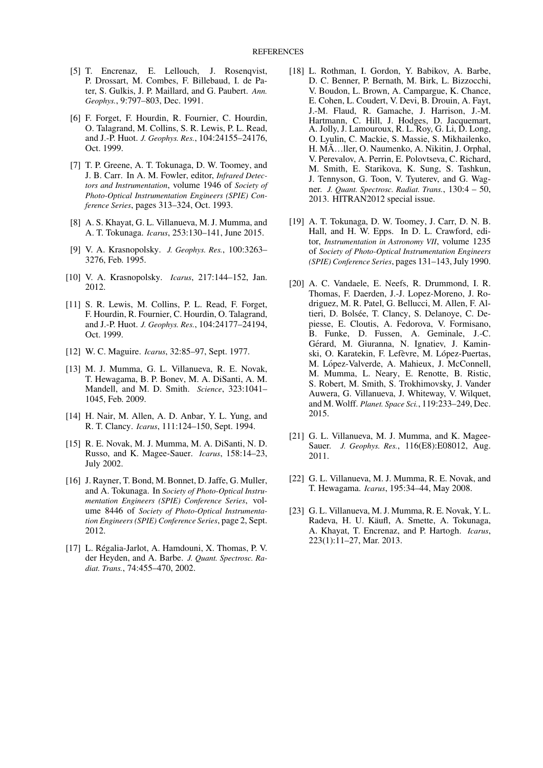[5] T. Encrenaz, E. Lellouch, J. Rosenqvist, P. Drossart, M. Combes, F. Billebaud, I. de Pater, S. Gulkis, J. P. Maillard, and G. Paubert. *Ann. Geophys.*, 9:797–803, Dec. 1991.

[6] F. Forget, F. Hourdin, R. Fournier, C. Hourdin, O. Talagrand, M. Collins, S. R. Lewis, P. L. Read, and J.-P. Huot. *J. Geophys. Res.*, 104:24155–24176, Oct. 1999.

[7] T. P. Greene, A. T. Tokunaga, D. W. Toomey, and J. B. Carr. In A. M. Fowler, editor, *Infrared Detectors and Instrumentation*, volume 1946 of *Society of Photo-Optical Instrumentation Engineers (SPIE) Conference Series*, pages 313–324, Oct. 1993.

[8] A. S. Khayat, G. L. Villanueva, M. J. Mumma, and A. T. Tokunaga. *Icarus*, 253:130–141, June 2015.

[9] V. A. Krasnopolsky. *J. Geophys. Res.*, 100:3263–3276, Feb. 1995.

[10] V. A. Krasnopolsky. *Icarus*, 217:144–152, Jan. 2012.

[11] S. R. Lewis, M. Collins, P. L. Read, F. Forget, F. Hourdin, R. Fournier, C. Hourdin, O. Talagrand, and J.-P. Huot. *J. Geophys. Res.*, 104:24177–24194, Oct. 1999.

[12] W. C. Maguire. *Icarus*, 32:85–97, Sept. 1977.

[13] M. J. Mumma, G. L. Villanueva, R. E. Novak, T. Hewagama, B. P. Bonev, M. A. DiSanti, A. M. Mandell, and M. D. Smith. *Science*, 323:1041–1045, Feb. 2009.

[14] H. Nair, M. Allen, A. D. Anbar, Y. L. Yung, and R. T. Clancy. *Icarus*, 111:124–150, Sept. 1994.

[15] R. E. Novak, M. J. Mumma, M. A. DiSanti, N. D. Russo, and K. Magee-Sauer. *Icarus*, 158:14–23, July 2002.

[16] J. Rayner, T. Bond, M. Bonnet, D. Jaffe, G. Muller, and A. Tokunaga. In *Society of Photo-Optical Instrumentation Engineers (SPIE) Conference Series*, volume 8446 of *Society of Photo-Optical Instrumentation Engineers (SPIE) Conference Series*, page 2, Sept. 2012.

[17] L. Régalia-Jarlot, A. Hamdouni, X. Thomas, P. V. der Heyden, and A. Barbe. *J. Quant. Spectrosc. Radiat. Trans.*, 74:455–470, 2002.

[18] L. Rothman, I. Gordon, Y. Babikov, A. Barbe, D. C. Benner, P. Bernath, M. Birk, L. Bizzocchi, V. Boudon, L. Brown, A. Campargue, K. Chance, E. Cohen, L. Coudert, V. Devi, B. Drouin, A. Fayt, J.-M. Flaud, R. Gamache, J. Harrison, J.-M. Hartmann, C. Hill, J. Hodges, D. Jacquemart, A. Jolly, J. Lamouroux, R. L. Roy, G. Li, D. Long, O. Lyulin, C. Mackie, S. Massie, S. Mikhailenko, H. MÃ…ller, O. Naumenko, A. Nikitin, J. Orphal, V. Perevalov, A. Perrin, E. Polovtseva, C. Richard, M. Smith, E. Starikova, K. Sung, S. Tashkun, J. Tennyson, G. Toon, V. Tyuterev, and G. Wagner. *J. Quant. Spectrosc. Radiat. Trans.*, 130:4 – 50, 2013. HITRAN2012 special issue.

[19] A. T. Tokunaga, D. W. Toomey, J. Carr, D. N. B. Hall, and H. W. Epps. In D. L. Crawford, editor, *Instrumentation in Astronomy VII*, volume 1235 of *Society of Photo-Optical Instrumentation Engineers (SPIE) Conference Series*, pages 131–143, July 1990.

[20] A. C. Vandaele, E. Neefs, R. Drummond, I. R. Thomas, F. Daerden, J.-J. Lopez-Moreno, J. Rodriguez, M. R. Patel, G. Bellucci, M. Allen, F. Altieri, D. Bolsée, T. Clancy, S. Delanoye, C. Depiesse, E. Cloutis, A. Fedorova, V. Formisano, B. Funke, D. Fussen, A. Geminale, J.-C. Gérard, M. Giuranna, N. Ignatiev, J. Kaminski, O. Karatekin, F. Lefèvre, M. López-Puertas, M. López-Valverde, A. Mahieux, J. McConnell, M. Mumma, L. Neary, E. Renotte, B. Ristic, S. Robert, M. Smith, S. Trokhimovsky, J. Vander Auwera, G. Villanueva, J. Whiteway, V. Wilquet, and M. Wolff. *Planet. Space Sci.*, 119:233–249, Dec. 2015.

[21] G. L. Villanueva, M. J. Mumma, and K. Magee-Sauer. *J. Geophys. Res.*, 116(E8):E08012, Aug. 2011.

[22] G. L. Villanueva, M. J. Mumma, R. E. Novak, and T. Hewagama. *Icarus*, 195:34–44, May 2008.

[23] G. L. Villanueva, M. J. Mumma, R. E. Novak, Y. L. Radeva, H. U. Käufl, A. Smette, A. Tokunaga, A. Khayat, T. Encrenaz, and P. Hartogh. *Icarus*, 223(1):11–27, Mar. 2013.